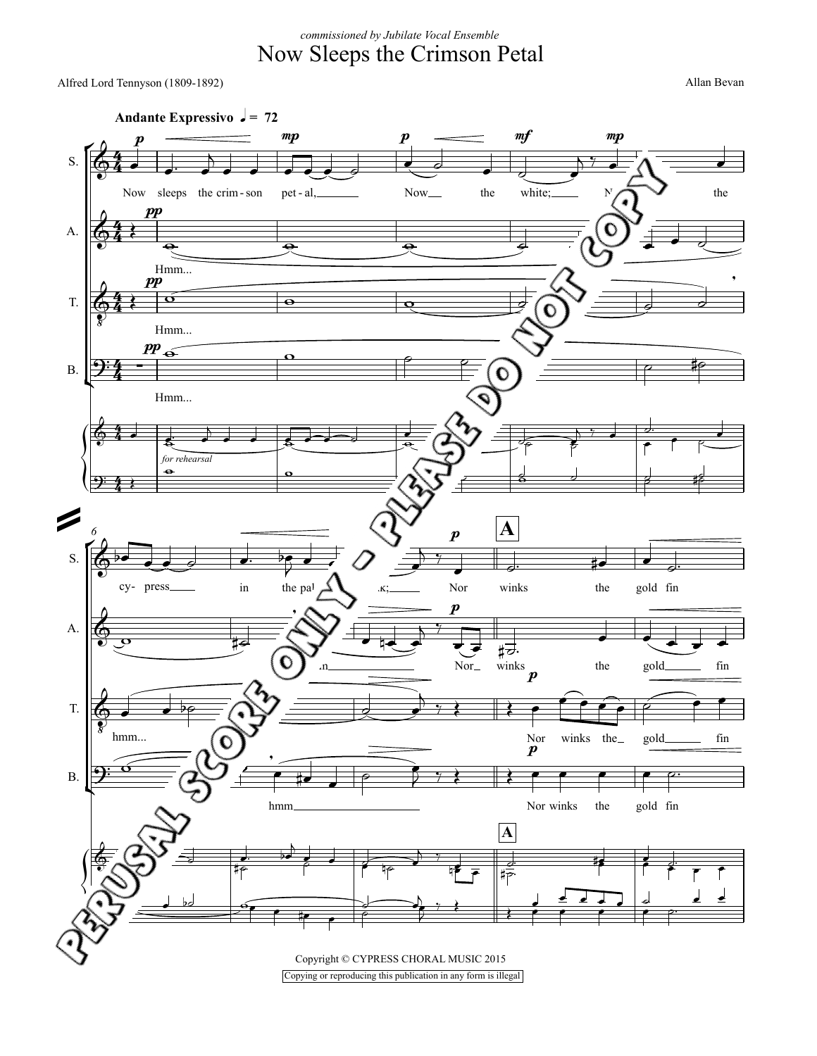*commissioned by Jubilate Vocal Ensemble*

# Now Sleeps the Crimson Petal

Alfred Lord Tennyson (1809-1892)

Allan Bevan

Copyright © CYPRESS CHORAL MUSIC 2015

Copying or reproducing this publication in any form is illegal

PERUSAL SCORE ONLY - PLEASE DO NOT COPY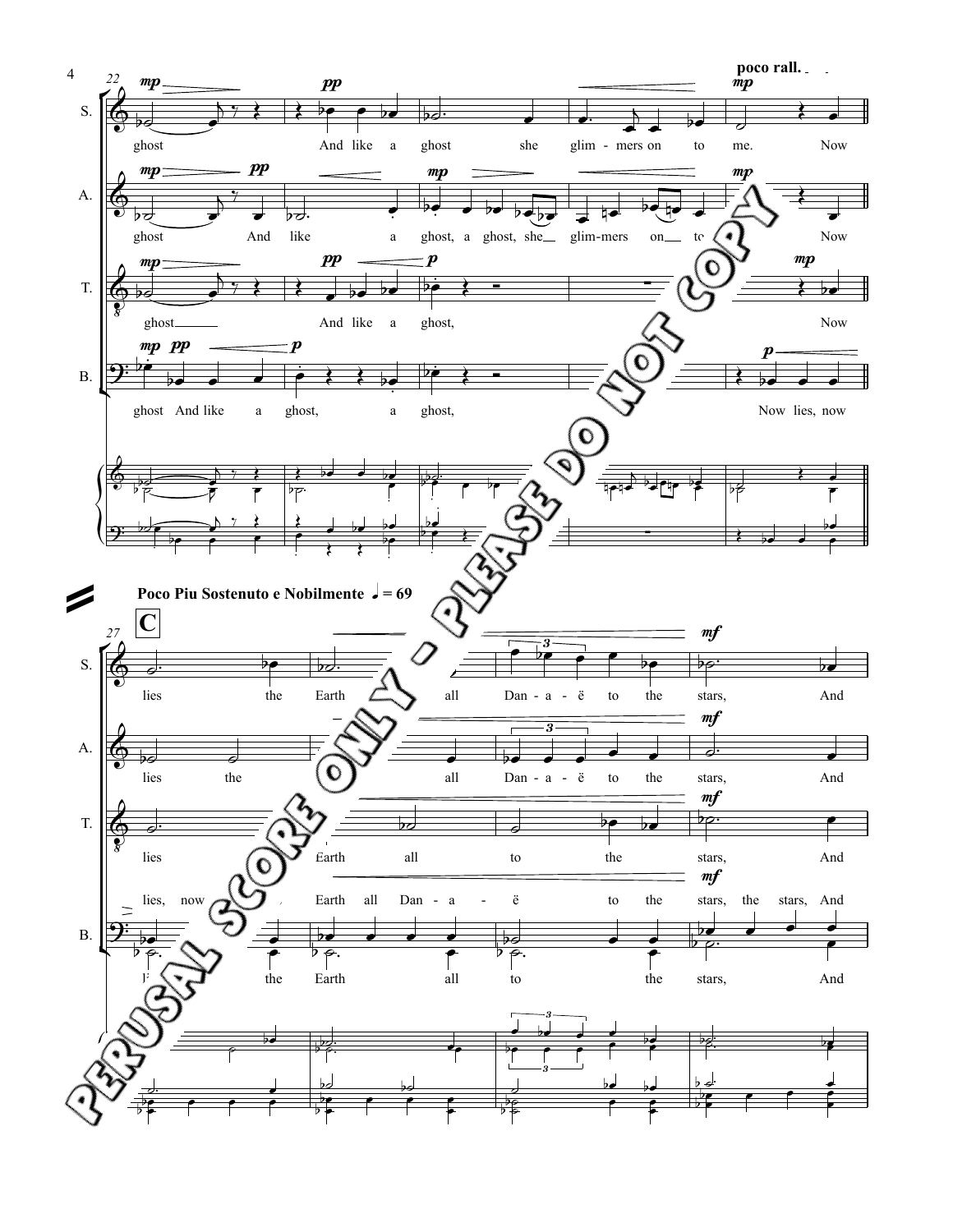poco rall.

S. ghost And like a ghost she glim - mers on to me. Now

A. ghost And like a ghost, a ghost, she glim-mers on to me. Now

T. ghost And like a ghost, Now

B. ghost And like a ghost, a ghost, Now lies, now

Poco Piu Sostenuto e Nobilmente ♩ = 69

C

S. lies the Earth all Dan - a - ë to the stars, And

A. lies the Earth all Dan - a - ë to the stars, And

T. lies the Earth all to the stars, And

lies, now the Earth all Dan - a - ë to the stars, the stars, And

B. lies the Earth all to the stars, And

PERUSAL SCORE ONLY - PLEASE DO NOT COPY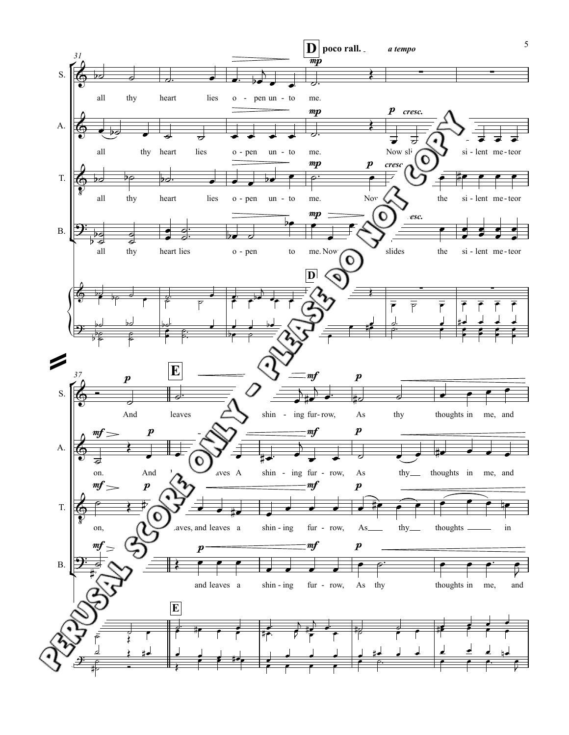**D** poco rall. *a tempo*

**S.** all thy heart lies o - pen un - to me.

**A.** all thy heart lies o - pen un - to me. Now sli[des the] si - lent me - teor

**T.** all thy heart lies o - pen un - to me. Now [slides] the si - lent me - teor

**B.** all thy heart lies o - pen to me. Now [...] slides the si - lent me - teor

**E**

**S.** And leaves [a] shin - ing fur - row, As thy thoughts in me, and

**A.** on. And [leaves, and le]aves A shin - ing fur - row, As thy thoughts in me, and

**T.** on, [and le]aves, and leaves a shin - ing fur - row, As thy thoughts in

**B.** on. and leaves a shin - ing fur - row, As thy thoughts in me, and

PERUSAL SCORE ONLY - PLEASE DO NOT COPY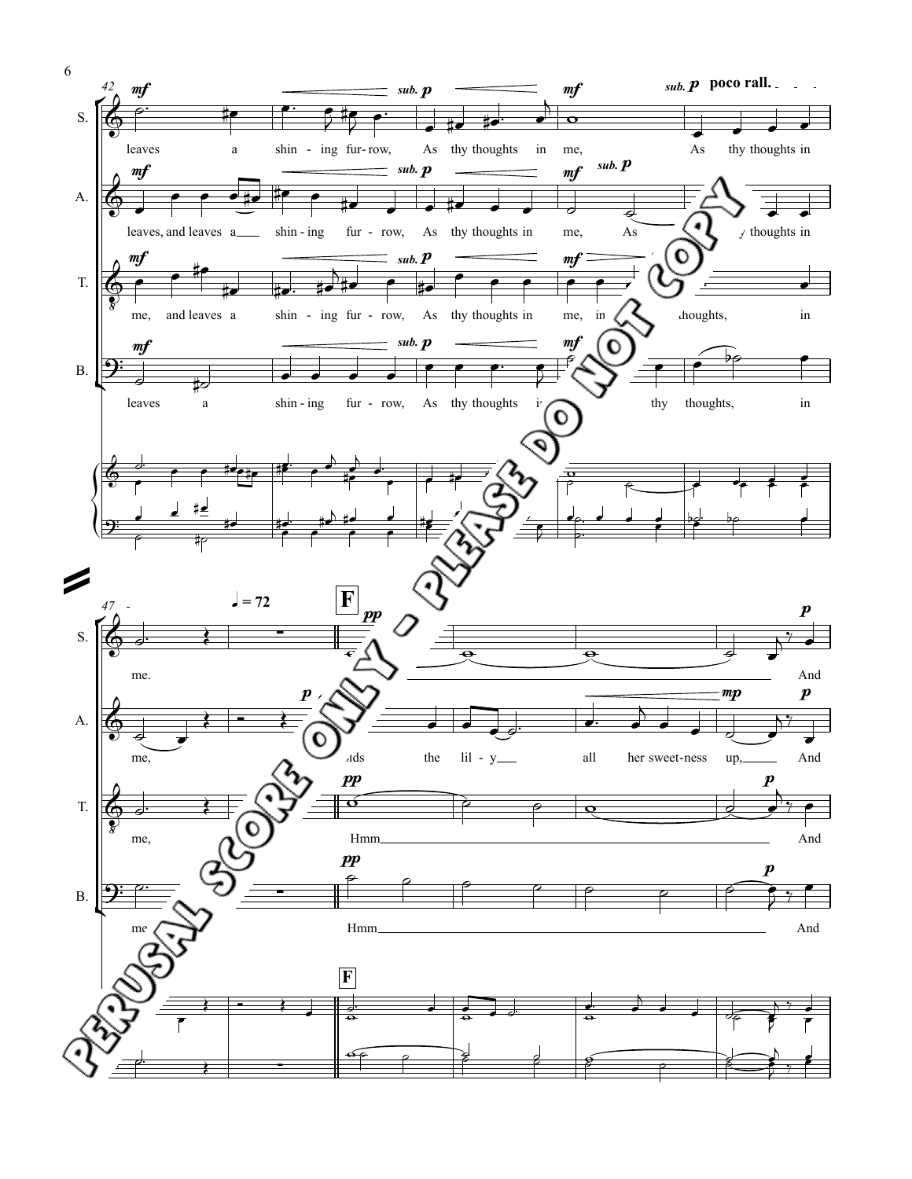PERUSAL SCORE ONLY - PLEASE DO NOT COPY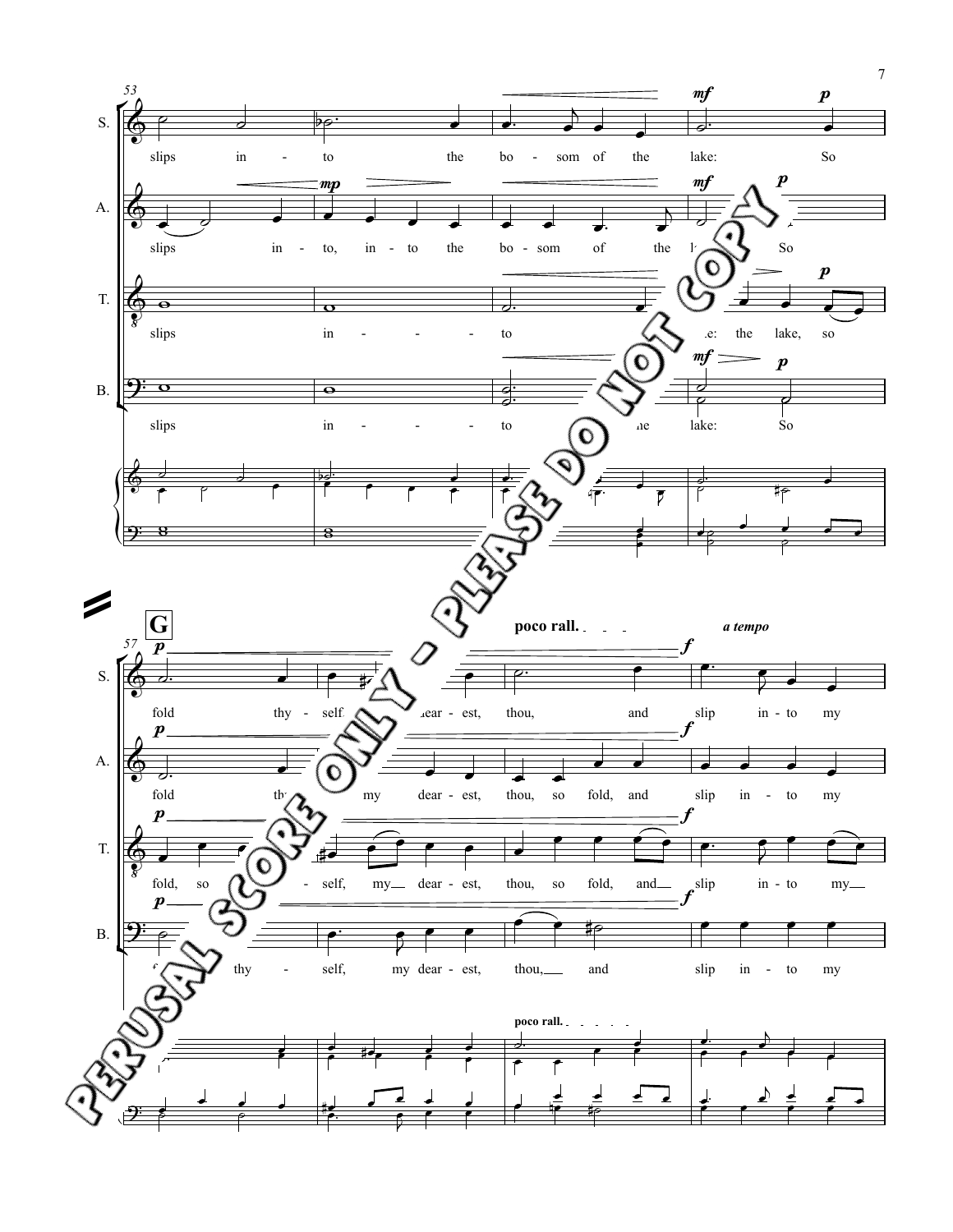PERUSAL SCORE ONLY - PLEASE DO NOT COPY

53

S. slips in - to the bo - som of the lake: So

A. slips in - to, in - to the bo - som of the lake: So

T. slips in - to the lake: the lake, so

B. slips in - to the lake: So

G

57

poco rall.

a tempo

S. fold thy - self, my dear - est, thou, and slip in - to my

A. fold thy - self, my dear - est, thou, so fold, and slip in - to my

T. fold, so fold thy - self, my dear - est, thou, so fold, and slip in - to my

B. fold thy - self, my dear - est, thou, and slip in - to my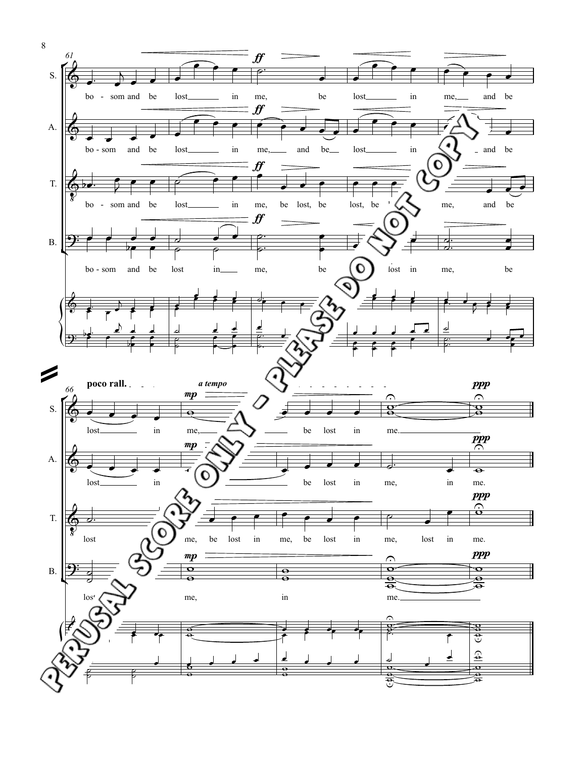61

S. bo - som and be lost in me, be lost in me, and be

A. bo - som and be lost in me, and be lost in me, and be

T. bo - som and be lost in me, be lost, be lost, be lost in me, and be

B. bo - som and be lost in me, be lost in me, be

66

**poco rall.** *a tempo*

S. lost in me, be lost in me.

A. lost in me, be lost in me, in me.

T. lost in me, be lost in me, be lost in me, lost in me.

B. lost in me, in me.

*ff* *mp* *ppp*

PERUSAL SCORE ONLY - PLEASE DO NOT COPY